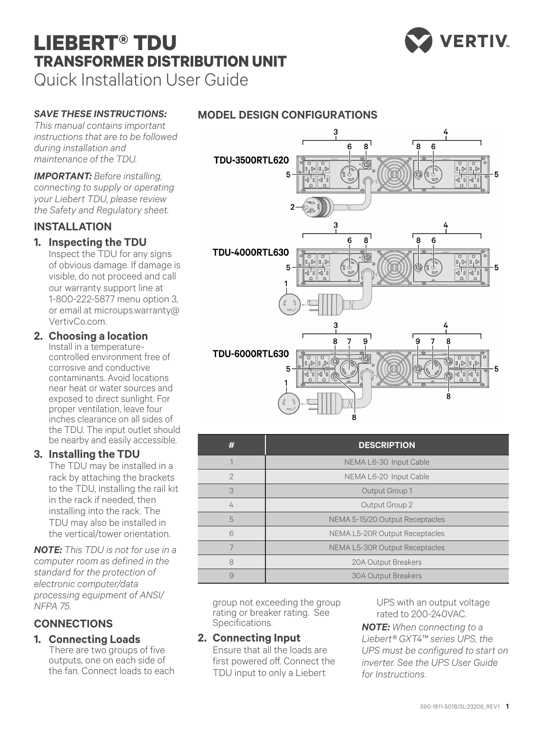# LIEBERT® TDU
## TRANSFORMER DISTRIBUTION UNIT
Quick Installation User Guide

***SAVE THESE INSTRUCTIONS:*** *This manual contains important instructions that are to be followed during installation and maintenance of the TDU.*

***IMPORTANT:*** *Before installing, connecting to supply or operating your Liebert TDU, please review the Safety and Regulatory sheet.*

## INSTALLATION

### 1. Inspecting the TDU

Inspect the TDU for any signs of obvious damage. If damage is visible, do not proceed and call our warranty support line at 1-800-222-5877 menu option 3, or email at microups.warranty@VertivCo.com.

### 2. Choosing a location

Install in a temperature-controlled environment free of corrosive and conductive contaminants. Avoid locations near heat or water sources and exposed to direct sunlight. For proper ventilation, leave four inches clearance on all sides of the TDU. The input outlet should be nearby and easily accessible.

### 3. Installing the TDU

The TDU may be installed in a rack by attaching the brackets to the TDU, installing the rail kit in the rack if needed, then installing into the rack. The TDU may also be installed in the vertical/tower orientation.

***NOTE:*** *This TDU is not for use in a computer room as defined in the standard for the protection of electronic computer/data processing equipment of ANSI/NFPA 75.*

## CONNECTIONS

### 1. Connecting Loads

There are two groups of five outputs, one on each side of the fan. Connect loads to each group not exceeding the group rating or breaker rating. See Specifications.

### 2. Connecting Input

Ensure that all the loads are first powered off. Connect the TDU input to only a Liebert UPS with an output voltage rated to 200-240VAC.

***NOTE:*** *When connecting to a Liebert® GXT4™ series UPS, the UPS must be configured to start on inverter. See the UPS User Guide for Instructions.*

## MODEL DESIGN CONFIGURATIONS

TDU-3500RTL620

TDU-4000RTL630

TDU-6000RTL630

| # | DESCRIPTION |
|---|---|
| 1 | NEMA L6-30 Input Cable |
| 2 | NEMA L6-20 Input Cable |
| 3 | Output Group 1 |
| 4 | Output Group 2 |
| 5 | NEMA 5-15/20 Output Receptacles |
| 6 | NEMA L5-20R Output Receptacles |
| 7 | NEMA L5-30R Output Receptacles |
| 8 | 20A Output Breakers |
| 9 | 30A Output Breakers |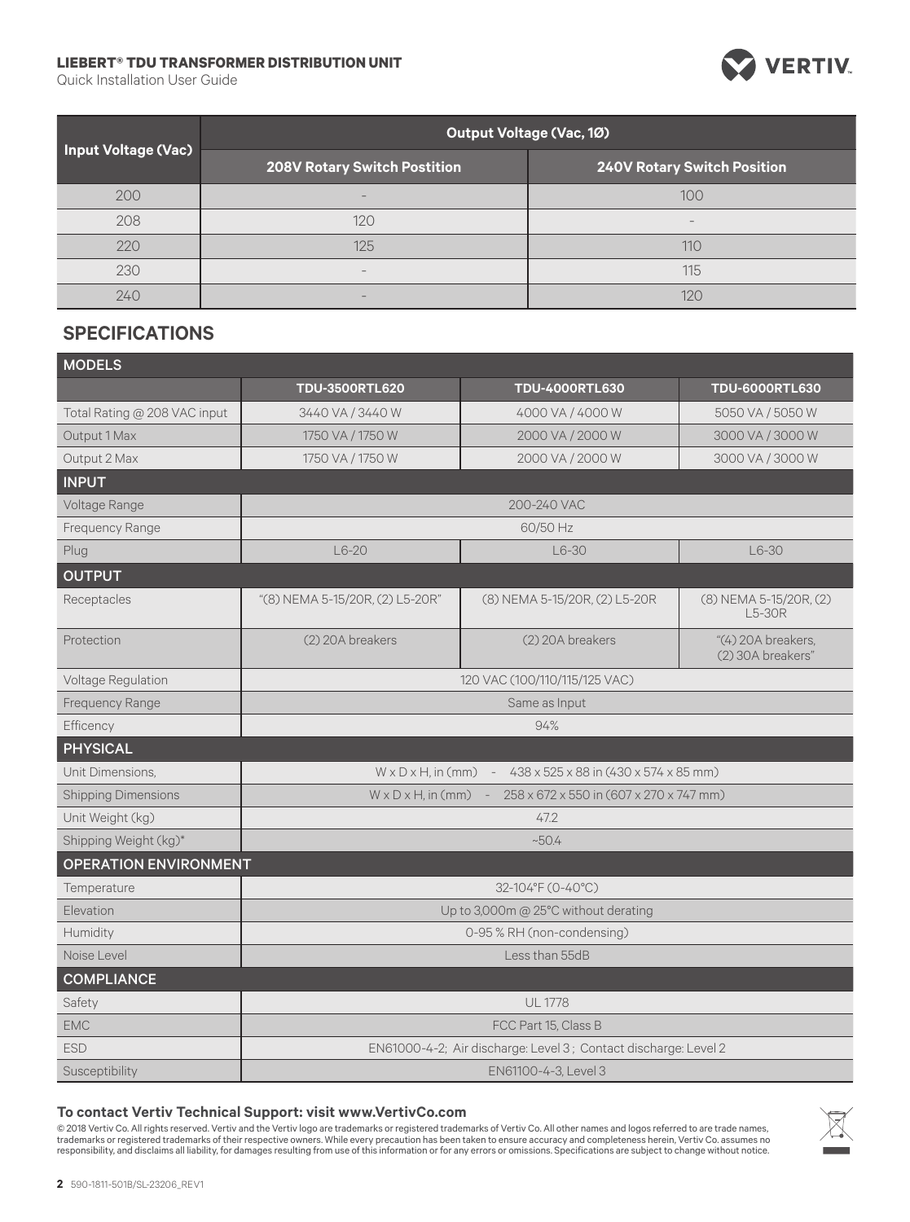| Input Voltage (Vac) | Output Voltage (Vac, 1Ø) | |
|---|---|---|
| | 208V Rotary Switch Postition | 240V Rotary Switch Position |
| 200 | - | 100 |
| 208 | 120 | - |
| 220 | 125 | 110 |
| 230 | - | 115 |
| 240 | - | 120 |

## SPECIFICATIONS

| MODELS | | | |
|---|---|---|---|
| | TDU-3500RTL620 | TDU-4000RTL630 | TDU-6000RTL630 |
| Total Rating @ 208 VAC input | 3440 VA / 3440 W | 4000 VA / 4000 W | 5050 VA / 5050 W |
| Output 1 Max | 1750 VA / 1750 W | 2000 VA / 2000 W | 3000 VA / 3000 W |
| Output 2 Max | 1750 VA / 1750 W | 2000 VA / 2000 W | 3000 VA / 3000 W |
| **INPUT** | | | |
| Voltage Range | 200-240 VAC | | |
| Frequency Range | 60/50 Hz | | |
| Plug | L6-20 | L6-30 | L6-30 |
| **OUTPUT** | | | |
| Receptacles | "(8) NEMA 5-15/20R, (2) L5-20R" | (8) NEMA 5-15/20R, (2) L5-20R | (8) NEMA 5-15/20R, (2) L5-30R |
| Protection | (2) 20A breakers | (2) 20A breakers | "(4) 20A breakers, (2) 30A breakers" |
| Voltage Regulation | 120 VAC (100/110/115/125 VAC) | | |
| Frequency Range | Same as Input | | |
| Efficency | 94% | | |
| **PHYSICAL** | | | |
| Unit Dimensions, | W x D x H, in (mm) - 438 x 525 x 88 in (430 x 574 x 85 mm) | | |
| Shipping Dimensions | W x D x H, in (mm) - 258 x 672 x 550 in (607 x 270 x 747 mm) | | |
| Unit Weight (kg) | 47.2 | | |
| Shipping Weight (kg)* | ~50.4 | | |
| **OPERATION ENVIRONMENT** | | | |
| Temperature | 32-104°F (0-40°C) | | |
| Elevation | Up to 3,000m @ 25°C without derating | | |
| Humidity | 0-95 % RH (non-condensing) | | |
| Noise Level | Less than 55dB | | |
| **COMPLIANCE** | | | |
| Safety | UL 1778 | | |
| EMC | FCC Part 15, Class B | | |
| ESD | EN61000-4-2; Air discharge: Level 3 ; Contact discharge: Level 2 | | |
| Susceptibility | EN61100-4-3, Level 3 | | |

**To contact Vertiv Technical Support: visit www.VertivCo.com**

© 2018 Vertiv Co. All rights reserved. Vertiv and the Vertiv logo are trademarks or registered trademarks of Vertiv Co. All other names and logos referred to are trade names, trademarks or registered trademarks of their respective owners. While every precaution has been taken to ensure accuracy and completeness herein, Vertiv Co. assumes no responsibility, and disclaims all liability, for damages resulting from use of this information or for any errors or omissions. Specifications are subject to change without notice.

590-1811-501B/SL-23206_REV1